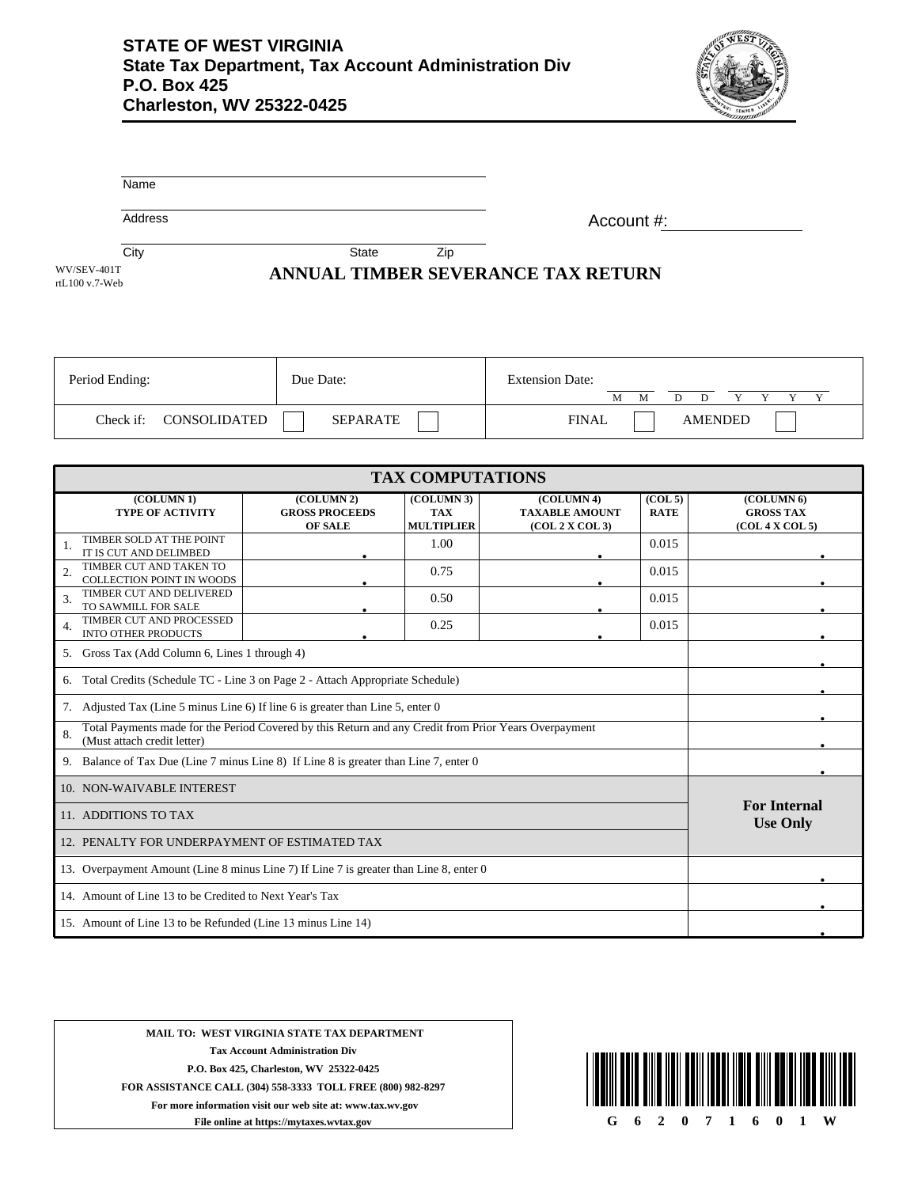**STATE OF WEST VIRGINIA**
**State Tax Department, Tax Account Administration Div**
**P.O. Box 425**
**Charleston, WV 25322-0425**

Name

Address

City State Zip

Account #:

WV/SEV-401T
rtL100 v.7-Web

# ANNUAL TIMBER SEVERANCE TAX RETURN

| Period Ending: | Due Date: | Extension Date: M M D D Y Y Y Y |
|---|---|---|
| Check if: CONSOLIDATED ☐ | SEPARATE ☐ | FINAL ☐ AMENDED ☐ |

| TAX COMPUTATIONS | | | | | |
|---|---|---|---|---|---|
| (COLUMN 1) TYPE OF ACTIVITY | (COLUMN 2) GROSS PROCEEDS OF SALE | (COLUMN 3) TAX MULTIPLIER | (COLUMN 4) TAXABLE AMOUNT (COL 2 X COL 3) | (COL 5) RATE | (COLUMN 6) GROSS TAX (COL 4 X COL 5) |
| 1. TIMBER SOLD AT THE POINT IT IS CUT AND DELIMBED | . | 1.00 | . | 0.015 | . |
| 2. TIMBER CUT AND TAKEN TO COLLECTION POINT IN WOODS | . | 0.75 | . | 0.015 | . |
| 3. TIMBER CUT AND DELIVERED TO SAWMILL FOR SALE | . | 0.50 | . | 0.015 | . |
| 4. TIMBER CUT AND PROCESSED INTO OTHER PRODUCTS | . | 0.25 | . | 0.015 | . |
| 5. Gross Tax (Add Column 6, Lines 1 through 4) | | | | | . |
| 6. Total Credits (Schedule TC - Line 3 on Page 2 - Attach Appropriate Schedule) | | | | | . |
| 7. Adjusted Tax (Line 5 minus Line 6) If line 6 is greater than Line 5, enter 0 | | | | | . |
| 8. Total Payments made for the Period Covered by this Return and any Credit from Prior Years Overpayment (Must attach credit letter) | | | | | . |
| 9. Balance of Tax Due (Line 7 minus Line 8) If Line 8 is greater than Line 7, enter 0 | | | | | . |
| 10. NON-WAIVABLE INTEREST | | | | | For Internal Use Only |
| 11. ADDITIONS TO TAX | | | | | |
| 12. PENALTY FOR UNDERPAYMENT OF ESTIMATED TAX | | | | | |
| 13. Overpayment Amount (Line 8 minus Line 7) If Line 7 is greater than Line 8, enter 0 | | | | | . |
| 14. Amount of Line 13 to be Credited to Next Year's Tax | | | | | . |
| 15. Amount of Line 13 to be Refunded (Line 13 minus Line 14) | | | | | . |

**MAIL TO: WEST VIRGINIA STATE TAX DEPARTMENT**
**Tax Account Administration Div**
**P.O. Box 425, Charleston, WV 25322-0425**
**FOR ASSISTANCE CALL (304) 558-3333 TOLL FREE (800) 982-8297**
**For more information visit our web site at: www.tax.wv.gov**
**File online at https://mytaxes.wvtax.gov**

G 6 2 0 7 1 6 0 1 W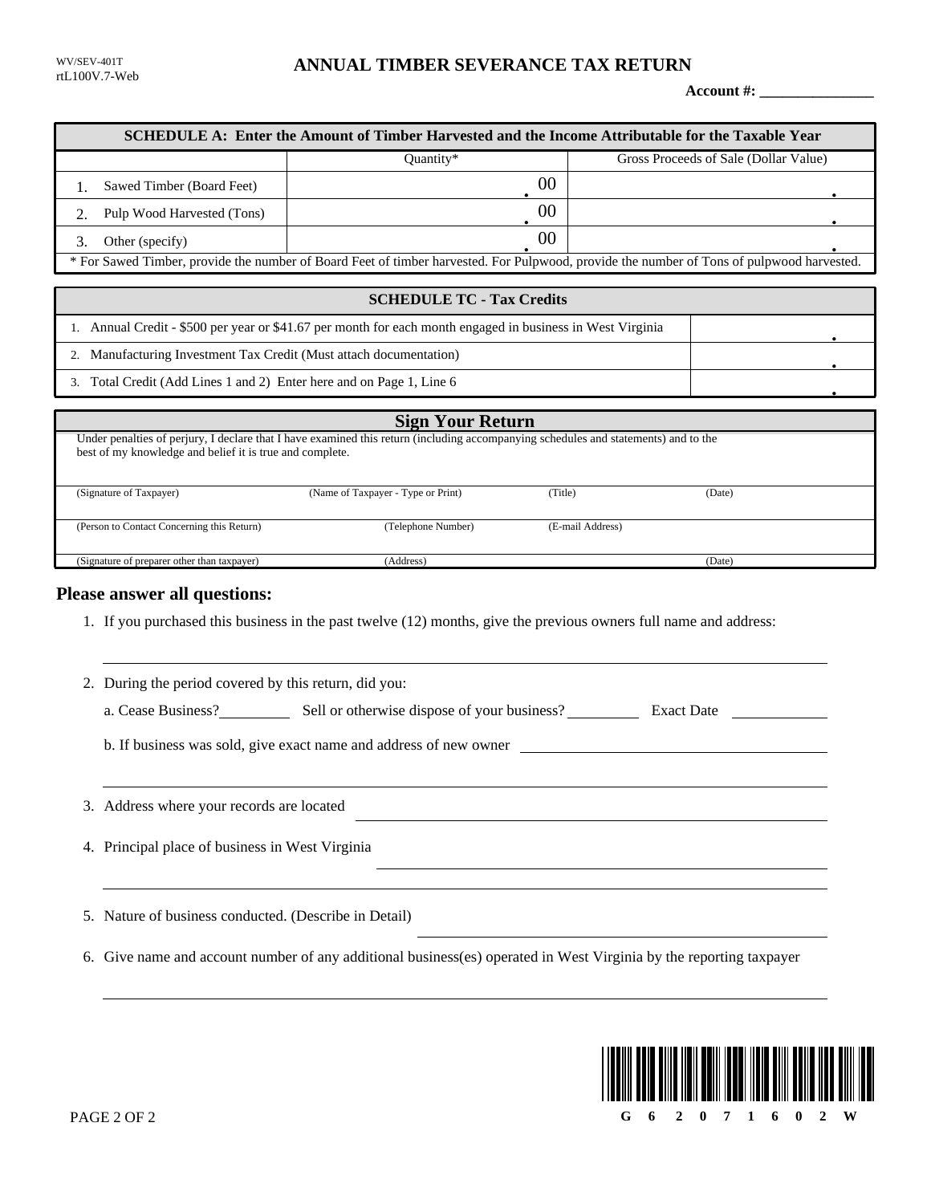WV/SEV-401T
rtL100V.7-Web

# ANNUAL TIMBER SEVERANCE TAX RETURN

**Account #: _______________**

| SCHEDULE A: Enter the Amount of Timber Harvested and the Income Attributable for the Taxable Year | | |
|---|---|---|
| | Quantity* | Gross Proceeds of Sale (Dollar Value) |
| 1. Sawed Timber (Board Feet) | . 00 | . |
| 2. Pulp Wood Harvested (Tons) | . 00 | . |
| 3. Other (specify) | . 00 | . |

\* For Sawed Timber, provide the number of Board Feet of timber harvested. For Pulpwood, provide the number of Tons of pulpwood harvested.

| SCHEDULE TC - Tax Credits | |
|---|---|
| 1. Annual Credit - $500 per year or $41.67 per month for each month engaged in business in West Virginia | . |
| 2. Manufacturing Investment Tax Credit (Must attach documentation) | . |
| 3. Total Credit (Add Lines 1 and 2) Enter here and on Page 1, Line 6 | . |

## Sign Your Return

Under penalties of perjury, I declare that I have examined this return (including accompanying schedules and statements) and to the best of my knowledge and belief it is true and complete.

(Signature of Taxpayer) (Name of Taxpayer - Type or Print) (Title) (Date)

(Person to Contact Concerning this Return) (Telephone Number) (E-mail Address)

(Signature of preparer other than taxpayer) (Address) (Date)

## Please answer all questions:

1. If you purchased this business in the past twelve (12) months, give the previous owners full name and address:
   ______________________________________________
2. During the period covered by this return, did you:
   a. Cease Business?_________ Sell or otherwise dispose of your business? _________ Exact Date _________
   b. If business was sold, give exact name and address of new owner ______________________________________________
3. Address where your records are located ______________________________________________
4. Principal place of business in West Virginia ______________________________________________
5. Nature of business conducted. (Describe in Detail) ______________________________________________
6. Give name and account number of any additional business(es) operated in West Virginia by the reporting taxpayer
   ______________________________________________

G 6 2 0 7 1 6 0 2 W